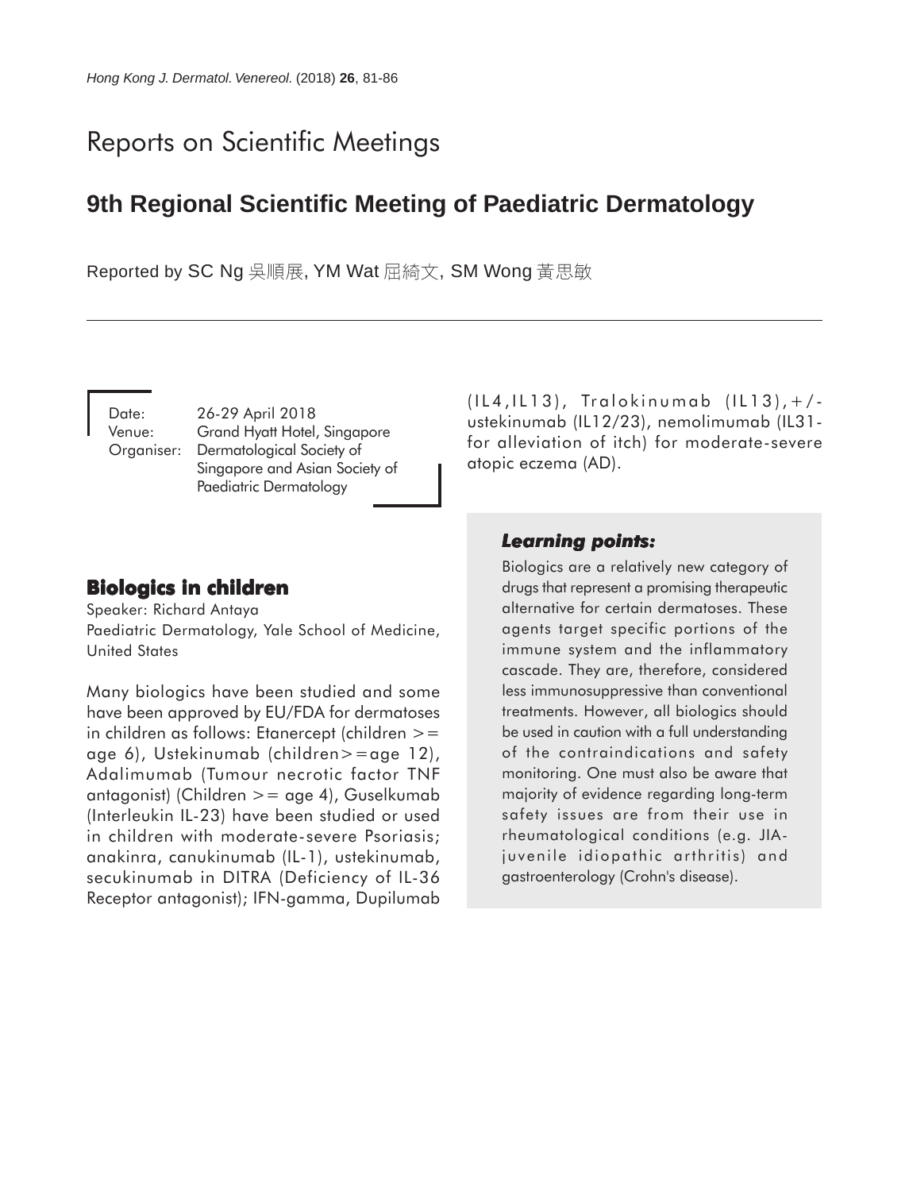# Reports on Scientific Meetings

## 9th Regional Scientific Meeting of Paediatric Dermatology

Reported by SC Ng 吳順展, YM Wat 屈綺文, SM Wong 黃思敏

Date: 26-29 April 2018
Venue: Grand Hyatt Hotel, Singapore
Organiser: Dermatological Society of Singapore and Asian Society of Paediatric Dermatology

### Biologics in children

Speaker: Richard Antaya
Paediatric Dermatology, Yale School of Medicine, United States

Many biologics have been studied and some have been approved by EU/FDA for dermatoses in children as follows: Etanercept (children >= age 6), Ustekinumab (children>=age 12), Adalimumab (Tumour necrotic factor TNF antagonist) (Children >= age 4), Guselkumab (Interleukin IL-23) have been studied or used in children with moderate-severe Psoriasis; anakinra, canukinumab (IL-1), ustekinumab, secukinumab in DITRA (Deficiency of IL-36 Receptor antagonist); IFN-gamma, Dupilumab (IL4,IL13), Tralokinumab (IL13),+/- ustekinumab (IL12/23), nemolimumab (IL31-for alleviation of itch) for moderate-severe atopic eczema (AD).

***Learning points:***

Biologics are a relatively new category of drugs that represent a promising therapeutic alternative for certain dermatoses. These agents target specific portions of the immune system and the inflammatory cascade. They are, therefore, considered less immunosuppressive than conventional treatments. However, all biologics should be used in caution with a full understanding of the contraindications and safety monitoring. One must also be aware that majority of evidence regarding long-term safety issues are from their use in rheumatological conditions (e.g. JIA-juvenile idiopathic arthritis) and gastroenterology (Crohn's disease).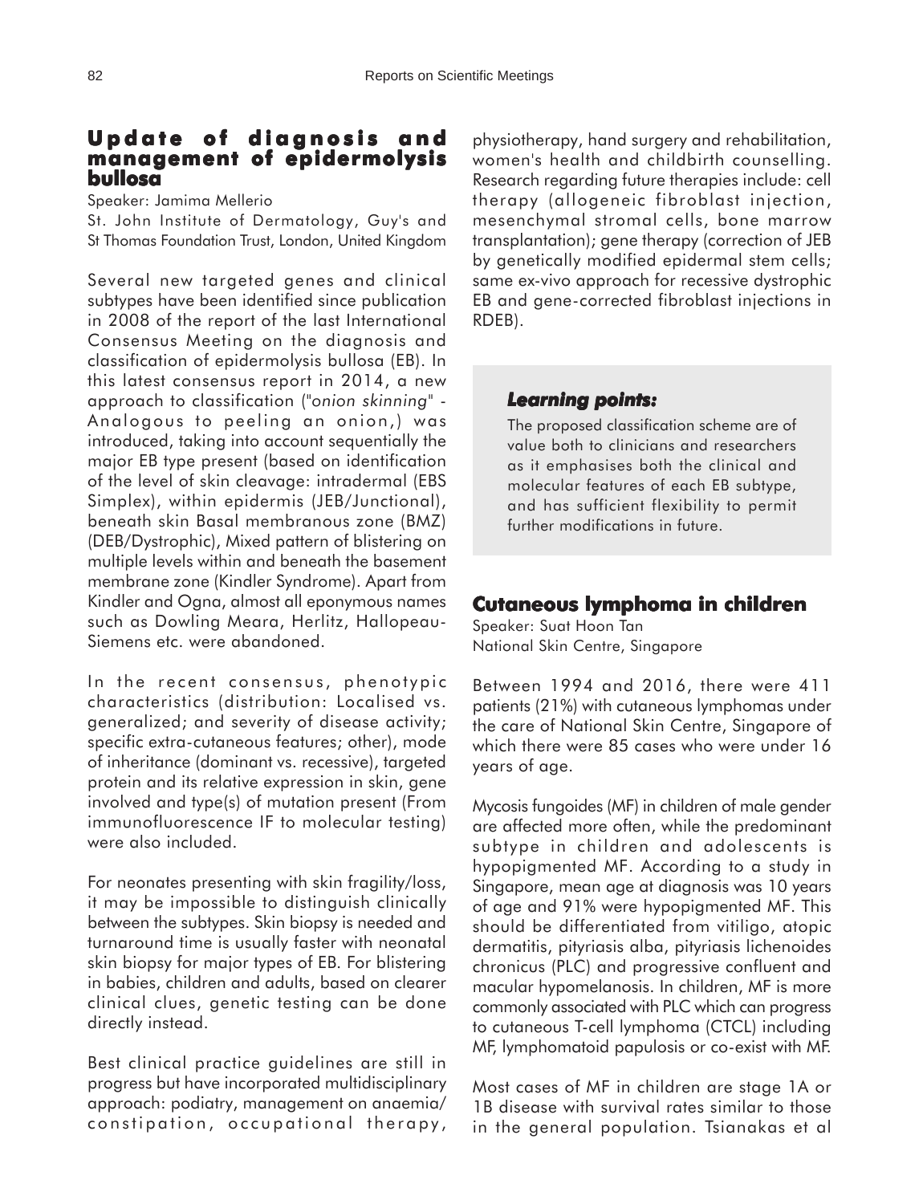## Update of diagnosis and management of epidermolysis bullosa

Speaker: Jamima Mellerio

St. John Institute of Dermatology, Guy's and St Thomas Foundation Trust, London, United Kingdom

Several new targeted genes and clinical subtypes have been identified since publication in 2008 of the report of the last International Consensus Meeting on the diagnosis and classification of epidermolysis bullosa (EB). In this latest consensus report in 2014, a new approach to classification ("*onion skinning*" - Analogous to peeling an onion,) was introduced, taking into account sequentially the major EB type present (based on identification of the level of skin cleavage: intradermal (EBS Simplex), within epidermis (JEB/Junctional), beneath skin Basal membranous zone (BMZ) (DEB/Dystrophic), Mixed pattern of blistering on multiple levels within and beneath the basement membrane zone (Kindler Syndrome). Apart from Kindler and Ogna, almost all eponymous names such as Dowling Meara, Herlitz, Hallopeau-Siemens etc. were abandoned.

In the recent consensus, phenotypic characteristics (distribution: Localised vs. generalized; and severity of disease activity; specific extra-cutaneous features; other), mode of inheritance (dominant vs. recessive), targeted protein and its relative expression in skin, gene involved and type(s) of mutation present (From immunofluorescence IF to molecular testing) were also included.

For neonates presenting with skin fragility/loss, it may be impossible to distinguish clinically between the subtypes. Skin biopsy is needed and turnaround time is usually faster with neonatal skin biopsy for major types of EB. For blistering in babies, children and adults, based on clearer clinical clues, genetic testing can be done directly instead.

Best clinical practice guidelines are still in progress but have incorporated multidisciplinary approach: podiatry, management on anaemia/constipation, occupational therapy, physiotherapy, hand surgery and rehabilitation, women's health and childbirth counselling. Research regarding future therapies include: cell therapy (allogeneic fibroblast injection, mesenchymal stromal cells, bone marrow transplantation); gene therapy (correction of JEB by genetically modified epidermal stem cells; same ex-vivo approach for recessive dystrophic EB and gene-corrected fibroblast injections in RDEB).

> ***Learning points:***
>
> The proposed classification scheme are of value both to clinicians and researchers as it emphasises both the clinical and molecular features of each EB subtype, and has sufficient flexibility to permit further modifications in future.

## Cutaneous lymphoma in children

Speaker: Suat Hoon Tan

National Skin Centre, Singapore

Between 1994 and 2016, there were 411 patients (21%) with cutaneous lymphomas under the care of National Skin Centre, Singapore of which there were 85 cases who were under 16 years of age.

Mycosis fungoides (MF) in children of male gender are affected more often, while the predominant subtype in children and adolescents is hypopigmented MF. According to a study in Singapore, mean age at diagnosis was 10 years of age and 91% were hypopigmented MF. This should be differentiated from vitiligo, atopic dermatitis, pityriasis alba, pityriasis lichenoides chronicus (PLC) and progressive confluent and macular hypomelanosis. In children, MF is more commonly associated with PLC which can progress to cutaneous T-cell lymphoma (CTCL) including MF, lymphomatoid papulosis or co-exist with MF.

Most cases of MF in children are stage 1A or 1B disease with survival rates similar to those in the general population. Tsianakas et al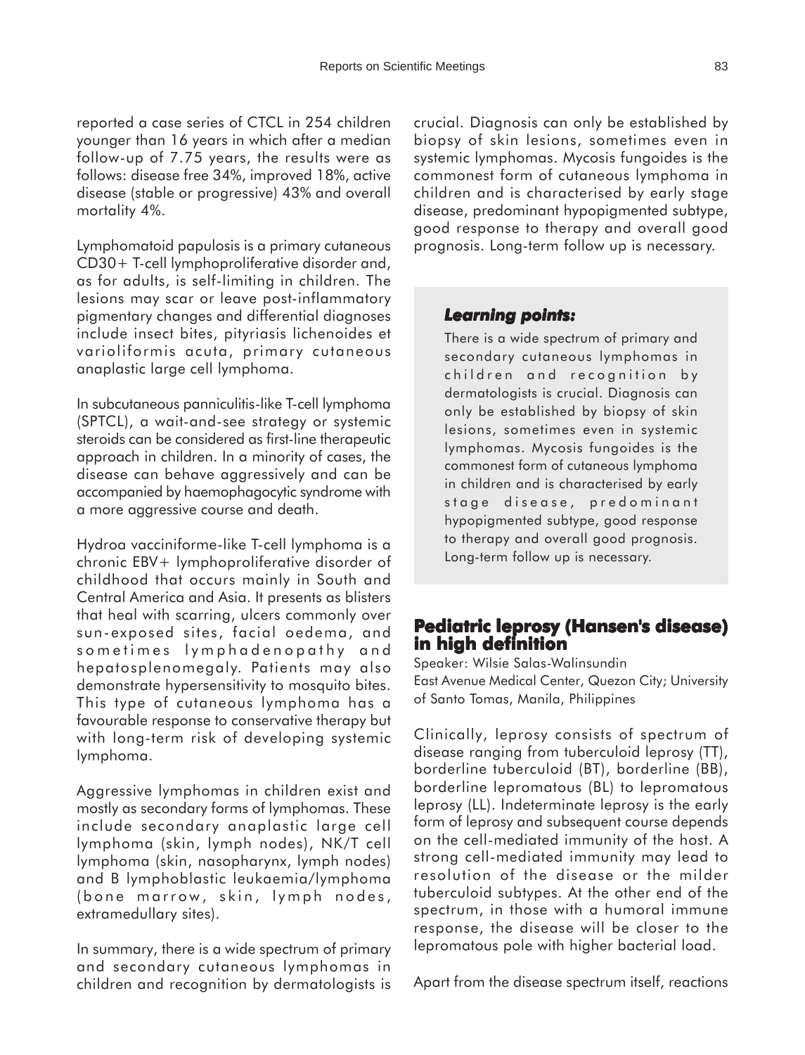reported a case series of CTCL in 254 children younger than 16 years in which after a median follow-up of 7.75 years, the results were as follows: disease free 34%, improved 18%, active disease (stable or progressive) 43% and overall mortality 4%.

Lymphomatoid papulosis is a primary cutaneous CD30+ T-cell lymphoproliferative disorder and, as for adults, is self-limiting in children. The lesions may scar or leave post-inflammatory pigmentary changes and differential diagnoses include insect bites, pityriasis lichenoides et varioliformis acuta, primary cutaneous anaplastic large cell lymphoma.

In subcutaneous panniculitis-like T-cell lymphoma (SPTCL), a wait-and-see strategy or systemic steroids can be considered as first-line therapeutic approach in children. In a minority of cases, the disease can behave aggressively and can be accompanied by haemophagocytic syndrome with a more aggressive course and death.

Hydroa vacciniforme-like T-cell lymphoma is a chronic EBV+ lymphoproliferative disorder of childhood that occurs mainly in South and Central America and Asia. It presents as blisters that heal with scarring, ulcers commonly over sun-exposed sites, facial oedema, and sometimes lymphadenopathy and hepatosplenomegaly. Patients may also demonstrate hypersensitivity to mosquito bites. This type of cutaneous lymphoma has a favourable response to conservative therapy but with long-term risk of developing systemic lymphoma.

Aggressive lymphomas in children exist and mostly as secondary forms of lymphomas. These include secondary anaplastic large cell lymphoma (skin, lymph nodes), NK/T cell lymphoma (skin, nasopharynx, lymph nodes) and B lymphoblastic leukaemia/lymphoma (bone marrow, skin, lymph nodes, extramedullary sites).

In summary, there is a wide spectrum of primary and secondary cutaneous lymphomas in children and recognition by dermatologists is crucial. Diagnosis can only be established by biopsy of skin lesions, sometimes even in systemic lymphomas. Mycosis fungoides is the commonest form of cutaneous lymphoma in children and is characterised by early stage disease, predominant hypopigmented subtype, good response to therapy and overall good prognosis. Long-term follow up is necessary.

> ***Learning points:***
>
> There is a wide spectrum of primary and secondary cutaneous lymphomas in children and recognition by dermatologists is crucial. Diagnosis can only be established by biopsy of skin lesions, sometimes even in systemic lymphomas. Mycosis fungoides is the commonest form of cutaneous lymphoma in children and is characterised by early stage disease, predominant hypopigmented subtype, good response to therapy and overall good prognosis. Long-term follow up is necessary.

## Pediatric leprosy (Hansen's disease) in high definition

Speaker: Wilsie Salas-Walinsundin
East Avenue Medical Center, Quezon City; University of Santo Tomas, Manila, Philippines

Clinically, leprosy consists of spectrum of disease ranging from tuberculoid leprosy (TT), borderline tuberculoid (BT), borderline (BB), borderline lepromatous (BL) to lepromatous leprosy (LL). Indeterminate leprosy is the early form of leprosy and subsequent course depends on the cell-mediated immunity of the host. A strong cell-mediated immunity may lead to resolution of the disease or the milder tuberculoid subtypes. At the other end of the spectrum, in those with a humoral immune response, the disease will be closer to the lepromatous pole with higher bacterial load.

Apart from the disease spectrum itself, reactions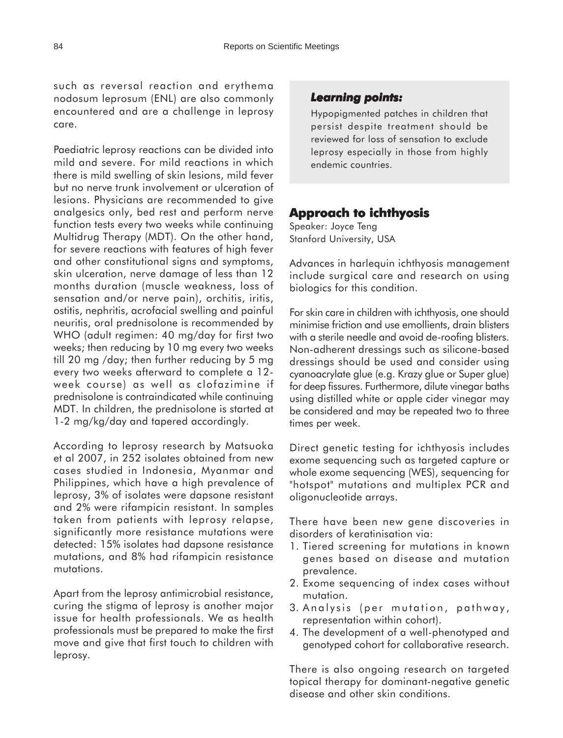such as reversal reaction and erythema nodosum leprosum (ENL) are also commonly encountered and are a challenge in leprosy care.

Paediatric leprosy reactions can be divided into mild and severe. For mild reactions in which there is mild swelling of skin lesions, mild fever but no nerve trunk involvement or ulceration of lesions. Physicians are recommended to give analgesics only, bed rest and perform nerve function tests every two weeks while continuing Multidrug Therapy (MDT). On the other hand, for severe reactions with features of high fever and other constitutional signs and symptoms, skin ulceration, nerve damage of less than 12 months duration (muscle weakness, loss of sensation and/or nerve pain), orchitis, iritis, ostitis, nephritis, acrofacial swelling and painful neuritis, oral prednisolone is recommended by WHO (adult regimen: 40 mg/day for first two weeks; then reducing by 10 mg every two weeks till 20 mg /day; then further reducing by 5 mg every two weeks afterward to complete a 12-week course) as well as clofazimine if prednisolone is contraindicated while continuing MDT. In children, the prednisolone is started at 1-2 mg/kg/day and tapered accordingly.

According to leprosy research by Matsuoka et al 2007, in 252 isolates obtained from new cases studied in Indonesia, Myanmar and Philippines, which have a high prevalence of leprosy, 3% of isolates were dapsone resistant and 2% were rifampicin resistant. In samples taken from patients with leprosy relapse, significantly more resistance mutations were detected: 15% isolates had dapsone resistance mutations, and 8% had rifampicin resistance mutations.

Apart from the leprosy antimicrobial resistance, curing the stigma of leprosy is another major issue for health professionals. We as health professionals must be prepared to make the first move and give that first touch to children with leprosy.

> ***Learning points:***
>
> Hypopigmented patches in children that persist despite treatment should be reviewed for loss of sensation to exclude leprosy especially in those from highly endemic countries.

## Approach to ichthyosis

Speaker: Joyce Teng
Stanford University, USA

Advances in harlequin ichthyosis management include surgical care and research on using biologics for this condition.

For skin care in children with ichthyosis, one should minimise friction and use emollients, drain blisters with a sterile needle and avoid de-roofing blisters. Non-adherent dressings such as silicone-based dressings should be used and consider using cyanoacrylate glue (e.g. Krazy glue or Super glue) for deep fissures. Furthermore, dilute vinegar baths using distilled white or apple cider vinegar may be considered and may be repeated two to three times per week.

Direct genetic testing for ichthyosis includes exome sequencing such as targeted capture or whole exome sequencing (WES), sequencing for "hotspot" mutations and multiplex PCR and oligonucleotide arrays.

There have been new gene discoveries in disorders of keratinisation via:

1. Tiered screening for mutations in known genes based on disease and mutation prevalence.
2. Exome sequencing of index cases without mutation.
3. Analysis (per mutation, pathway, representation within cohort).
4. The development of a well-phenotyped and genotyped cohort for collaborative research.

There is also ongoing research on targeted topical therapy for dominant-negative genetic disease and other skin conditions.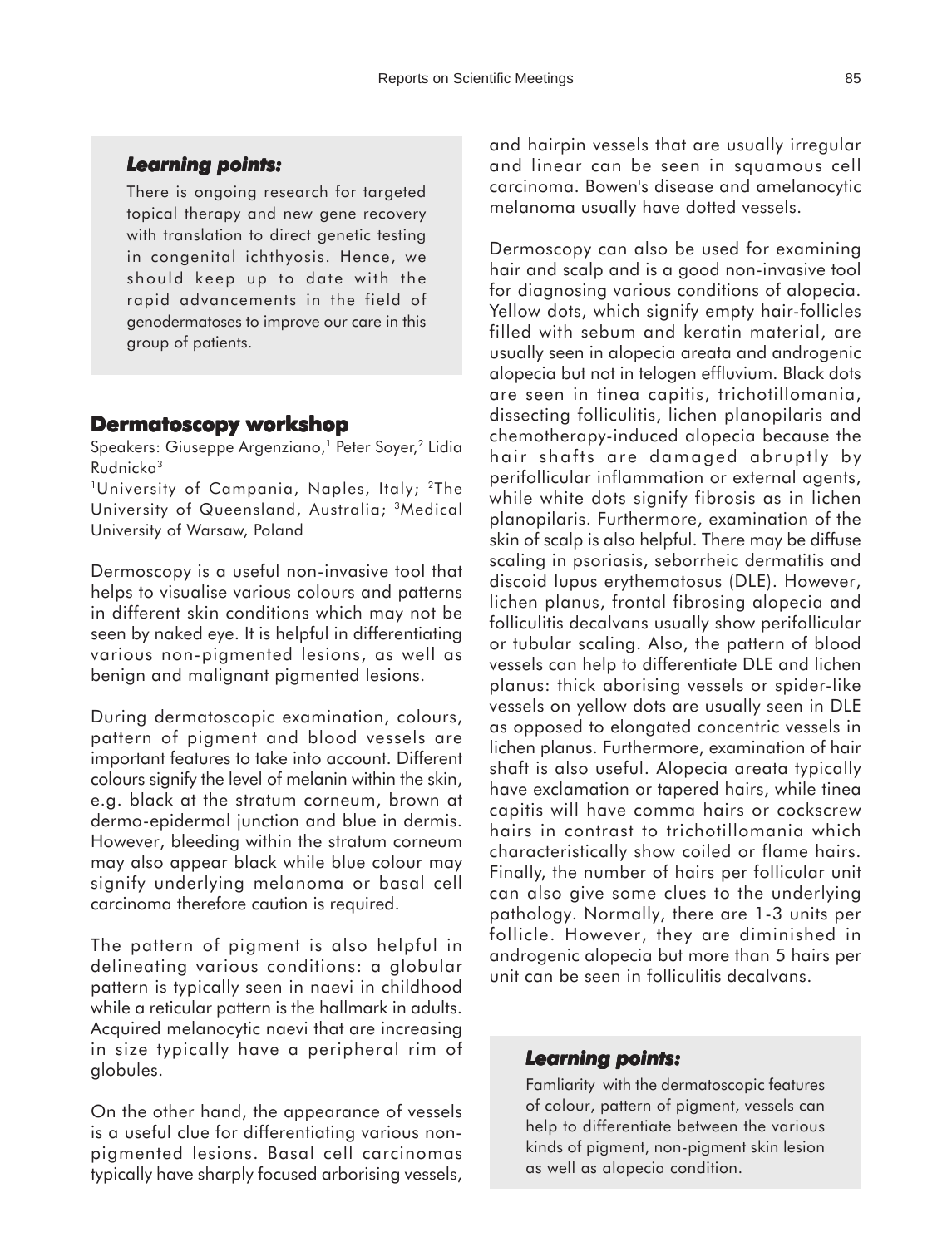### *Learning points:*

There is ongoing research for targeted topical therapy and new gene recovery with translation to direct genetic testing in congenital ichthyosis. Hence, we should keep up to date with the rapid advancements in the field of genodermatoses to improve our care in this group of patients.

## Dermatoscopy workshop

Speakers: Giuseppe Argenziano,[1] Peter Soyer,[2] Lidia Rudnicka[3]

[1]University of Campania, Naples, Italy; [2]The University of Queensland, Australia; [3]Medical University of Warsaw, Poland

Dermoscopy is a useful non-invasive tool that helps to visualise various colours and patterns in different skin conditions which may not be seen by naked eye. It is helpful in differentiating various non-pigmented lesions, as well as benign and malignant pigmented lesions.

During dermatoscopic examination, colours, pattern of pigment and blood vessels are important features to take into account. Different colours signify the level of melanin within the skin, e.g. black at the stratum corneum, brown at dermo-epidermal junction and blue in dermis. However, bleeding within the stratum corneum may also appear black while blue colour may signify underlying melanoma or basal cell carcinoma therefore caution is required.

The pattern of pigment is also helpful in delineating various conditions: a globular pattern is typically seen in naevi in childhood while a reticular pattern is the hallmark in adults. Acquired melanocytic naevi that are increasing in size typically have a peripheral rim of globules.

On the other hand, the appearance of vessels is a useful clue for differentiating various non-pigmented lesions. Basal cell carcinomas typically have sharply focused arborising vessels, and hairpin vessels that are usually irregular and linear can be seen in squamous cell carcinoma. Bowen's disease and amelanocytic melanoma usually have dotted vessels.

Dermoscopy can also be used for examining hair and scalp and is a good non-invasive tool for diagnosing various conditions of alopecia. Yellow dots, which signify empty hair-follicles filled with sebum and keratin material, are usually seen in alopecia areata and androgenic alopecia but not in telogen effluvium. Black dots are seen in tinea capitis, trichotillomania, dissecting folliculitis, lichen planopilaris and chemotherapy-induced alopecia because the hair shafts are damaged abruptly by perifollicular inflammation or external agents, while white dots signify fibrosis as in lichen planopilaris. Furthermore, examination of the skin of scalp is also helpful. There may be diffuse scaling in psoriasis, seborrheic dermatitis and discoid lupus erythematosus (DLE). However, lichen planus, frontal fibrosing alopecia and folliculitis decalvans usually show perifollicular or tubular scaling. Also, the pattern of blood vessels can help to differentiate DLE and lichen planus: thick aborising vessels or spider-like vessels on yellow dots are usually seen in DLE as opposed to elongated concentric vessels in lichen planus. Furthermore, examination of hair shaft is also useful. Alopecia areata typically have exclamation or tapered hairs, while tinea capitis will have comma hairs or cockscrew hairs in contrast to trichotillomania which characteristically show coiled or flame hairs. Finally, the number of hairs per follicular unit can also give some clues to the underlying pathology. Normally, there are 1-3 units per follicle. However, they are diminished in androgenic alopecia but more than 5 hairs per unit can be seen in folliculitis decalvans.

### *Learning points:*

Famliarity with the dermatoscopic features of colour, pattern of pigment, vessels can help to differentiate between the various kinds of pigment, non-pigment skin lesion as well as alopecia condition.